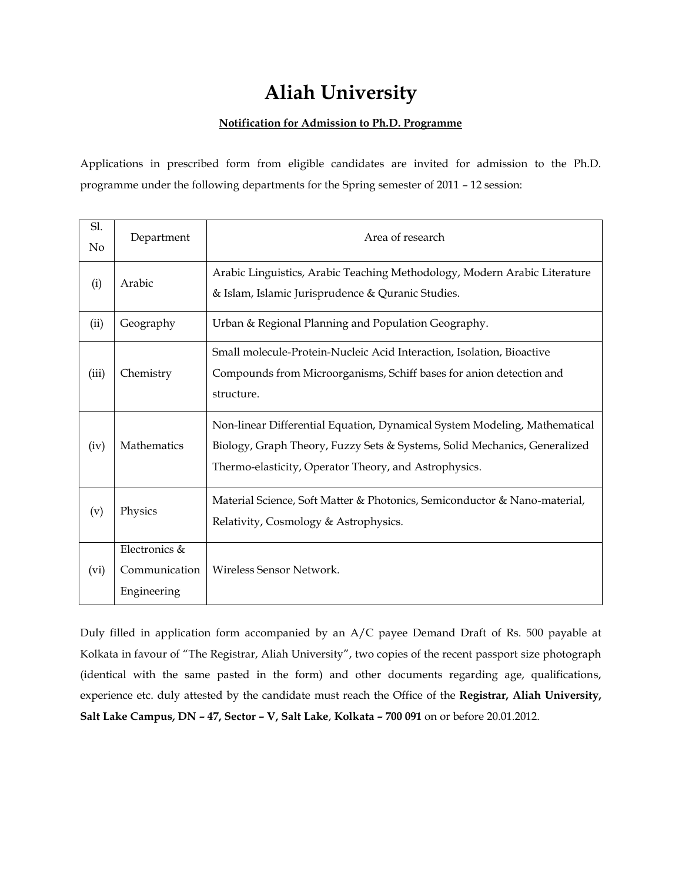# Aliah University

**Notification for Admission to Ph.D. Programme**

Applications in prescribed form from eligible candidates are invited for admission to the Ph.D. programme under the following departments for the Spring semester of 2011 – 12 session:

| Sl. No | Department | Area of research |
|---|---|---|
| (i) | Arabic | Arabic Linguistics, Arabic Teaching Methodology, Modern Arabic Literature & Islam, Islamic Jurisprudence & Quranic Studies. |
| (ii) | Geography | Urban & Regional Planning and Population Geography. |
| (iii) | Chemistry | Small molecule-Protein-Nucleic Acid Interaction, Isolation, Bioactive Compounds from Microorganisms, Schiff bases for anion detection and structure. |
| (iv) | Mathematics | Non-linear Differential Equation, Dynamical System Modeling, Mathematical Biology, Graph Theory, Fuzzy Sets & Systems, Solid Mechanics, Generalized Thermo-elasticity, Operator Theory, and Astrophysics. |
| (v) | Physics | Material Science, Soft Matter & Photonics, Semiconductor & Nano-material, Relativity, Cosmology & Astrophysics. |
| (vi) | Electronics & Communication Engineering | Wireless Sensor Network. |

Duly filled in application form accompanied by an A/C payee Demand Draft of Rs. 500 payable at Kolkata in favour of "The Registrar, Aliah University", two copies of the recent passport size photograph (identical with the same pasted in the form) and other documents regarding age, qualifications, experience etc. duly attested by the candidate must reach the Office of the **Registrar, Aliah University, Salt Lake Campus, DN – 47, Sector – V, Salt Lake**, **Kolkata – 700 091** on or before 20.01.2012.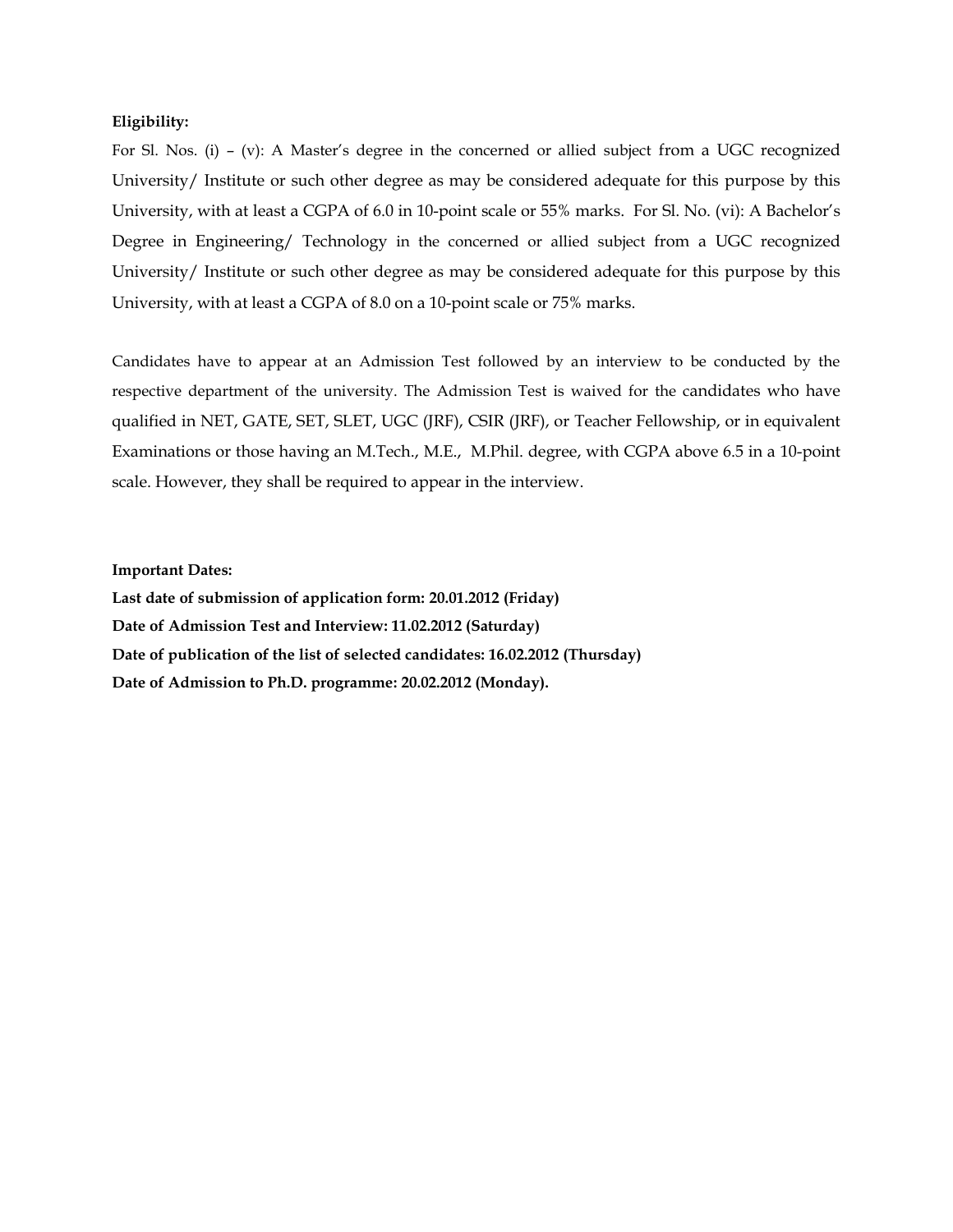**Eligibility:**

For Sl. Nos. (i) – (v): A Master's degree in the concerned or allied subject from a UGC recognized University/ Institute or such other degree as may be considered adequate for this purpose by this University, with at least a CGPA of 6.0 in 10-point scale or 55% marks. For Sl. No. (vi): A Bachelor's Degree in Engineering/ Technology in the concerned or allied subject from a UGC recognized University/ Institute or such other degree as may be considered adequate for this purpose by this University, with at least a CGPA of 8.0 on a 10-point scale or 75% marks.

Candidates have to appear at an Admission Test followed by an interview to be conducted by the respective department of the university. The Admission Test is waived for the candidates who have qualified in NET, GATE, SET, SLET, UGC (JRF), CSIR (JRF), or Teacher Fellowship, or in equivalent Examinations or those having an M.Tech., M.E., M.Phil. degree, with CGPA above 6.5 in a 10-point scale. However, they shall be required to appear in the interview.

**Important Dates:**

**Last date of submission of application form: 20.01.2012 (Friday)**

**Date of Admission Test and Interview: 11.02.2012 (Saturday)**

**Date of publication of the list of selected candidates: 16.02.2012 (Thursday)**

**Date of Admission to Ph.D. programme: 20.02.2012 (Monday).**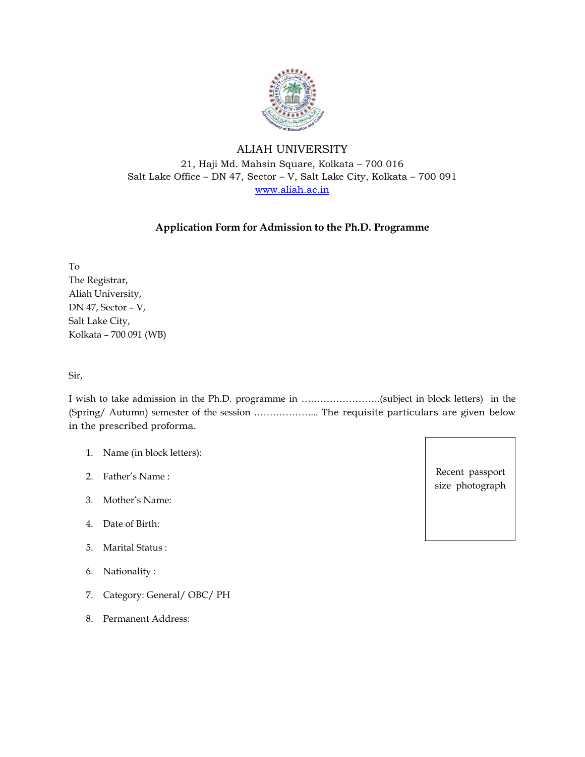ALIAH UNIVERSITY

21, Haji Md. Mahsin Square, Kolkata – 700 016

Salt Lake Office – DN 47, Sector – V, Salt Lake City, Kolkata – 700 091

www.aliah.ac.in

## Application Form for Admission to the Ph.D. Programme

To

The Registrar,

Aliah University,

DN 47, Sector – V,

Salt Lake City,

Kolkata – 700 091 (WB)

Sir,

I wish to take admission in the Ph.D. programme in …………………….(subject in block letters) in the (Spring/ Autumn) semester of the session ……………….. The requisite particulars are given below in the prescribed proforma.

Recent passport size photograph

1. Name (in block letters):
2. Father's Name :
3. Mother's Name:
4. Date of Birth:
5. Marital Status :
6. Nationality :
7. Category: General/ OBC/ PH
8. Permanent Address: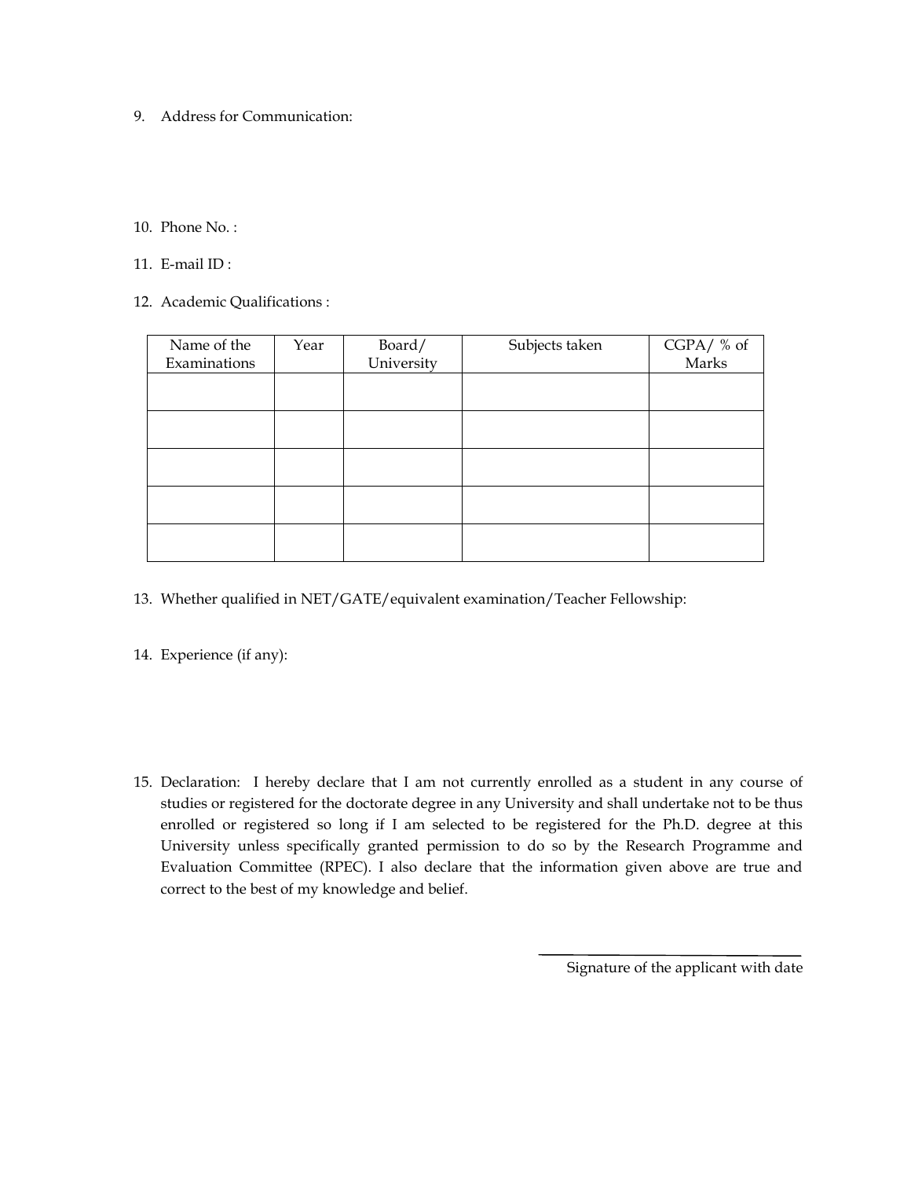9. Address for Communication:

10. Phone No. :

11. E-mail ID :

12. Academic Qualifications :

| Name of the Examinations | Year | Board/ University | Subjects taken | CGPA/ % of Marks |
|---|---|---|---|---|
| | | | | |
| | | | | |
| | | | | |
| | | | | |
| | | | | |

13. Whether qualified in NET/GATE/equivalent examination/Teacher Fellowship:

14. Experience (if any):

15. Declaration: I hereby declare that I am not currently enrolled as a student in any course of studies or registered for the doctorate degree in any University and shall undertake not to be thus enrolled or registered so long if I am selected to be registered for the Ph.D. degree at this University unless specifically granted permission to do so by the Research Programme and Evaluation Committee (RPEC). I also declare that the information given above are true and correct to the best of my knowledge and belief.

Signature of the applicant with date